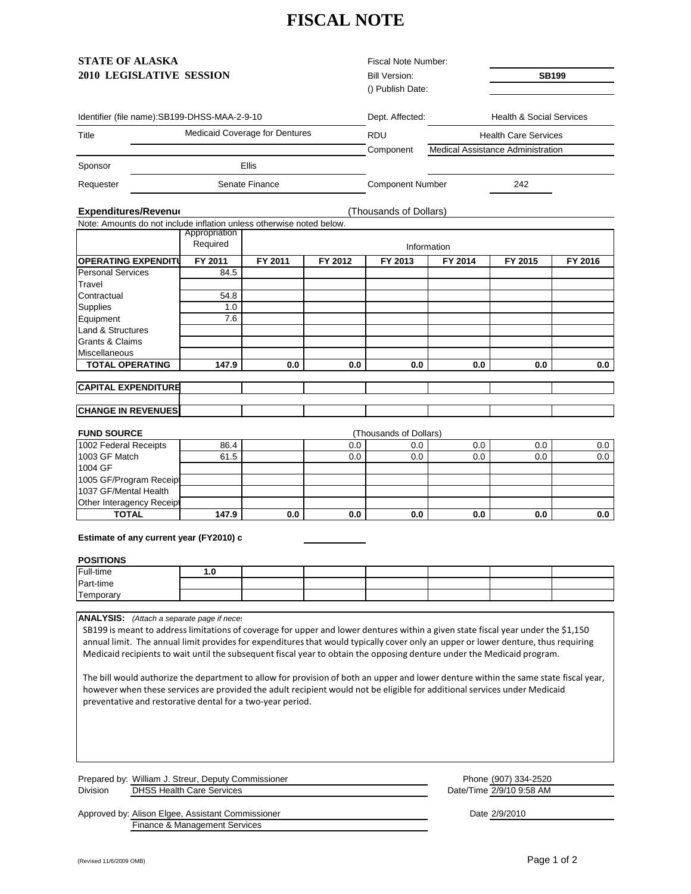# FISCAL NOTE

**STATE OF ALASKA**
**2010 LEGISLATIVE SESSION**

Fiscal Note Number:
Bill Version: **SB199**
() Publish Date:

Identifier (file name): SB199-DHSS-MAA-2-9-10

Dept. Affected: Health & Social Services

| | | | |
|---|---|---|---|
| Title | Medicaid Coverage for Dentures | RDU | Health Care Services |
| | | Component | Medical Assistance Administration |
| Sponsor | Ellis | | |
| Requester | Senate Finance | Component Number | 242 |

**Expenditures/Revenue** (Thousands of Dollars)

Note: Amounts do not include inflation unless otherwise noted below.

| | Appropriation Required | Information | | | | | |
|---|---|---|---|---|---|---|---|
| **OPERATING EXPENDITURES** | **FY 2011** | **FY 2011** | **FY 2012** | **FY 2013** | **FY 2014** | **FY 2015** | **FY 2016** |
| Personal Services | 84.5 | | | | | | |
| Travel | | | | | | | |
| Contractual | 54.8 | | | | | | |
| Supplies | 1.0 | | | | | | |
| Equipment | 7.6 | | | | | | |
| Land & Structures | | | | | | | |
| Grants & Claims | | | | | | | |
| Miscellaneous | | | | | | | |
| **TOTAL OPERATING** | **147.9** | **0.0** | **0.0** | **0.0** | **0.0** | **0.0** | **0.0** |
| **CAPITAL EXPENDITURES** | | | | | | | |
| **CHANGE IN REVENUES** | | | | | | | |

**FUND SOURCE** (Thousands of Dollars)

| | | | | | | | |
|---|---|---|---|---|---|---|---|
| 1002 Federal Receipts | 86.4 | | 0.0 | 0.0 | 0.0 | 0.0 | 0.0 |
| 1003 GF Match | 61.5 | | 0.0 | 0.0 | 0.0 | 0.0 | 0.0 |
| 1004 GF | | | | | | | |
| 1005 GF/Program Receipts | | | | | | | |
| 1037 GF/Mental Health | | | | | | | |
| Other Interagency Receipts | | | | | | | |
| **TOTAL** | **147.9** | **0.0** | **0.0** | **0.0** | **0.0** | **0.0** | **0.0** |

**Estimate of any current year (FY2010) cost:**

**POSITIONS**

| | | | | | | | |
|---|---|---|---|---|---|---|---|
| Full-time | **1.0** | | | | | | |
| Part-time | | | | | | | |
| Temporary | | | | | | | |

**ANALYSIS:** *(Attach a separate page if necessary)*

SB199 is meant to address limitations of coverage for upper and lower dentures within a given state fiscal year under the $1,150 annual limit. The annual limit provides for expenditures that would typically cover only an upper or lower denture, thus requiring Medicaid recipients to wait until the subsequent fiscal year to obtain the opposing denture under the Medicaid program.

The bill would authorize the department to allow for provision of both an upper and lower denture within the same state fiscal year, however when these services are provided the adult recipient would not be eligible for additional services under Medicaid preventative and restorative dental for a two-year period.

Prepared by: William J. Streur, Deputy Commissioner — Phone (907) 334-2520
Division: DHSS Health Care Services — Date/Time 2/9/10 9:58 AM

Approved by: Alison Elgee, Assistant Commissioner, Finance & Management Services — Date 2/9/2010

(Revised 11/6/2009 OMB)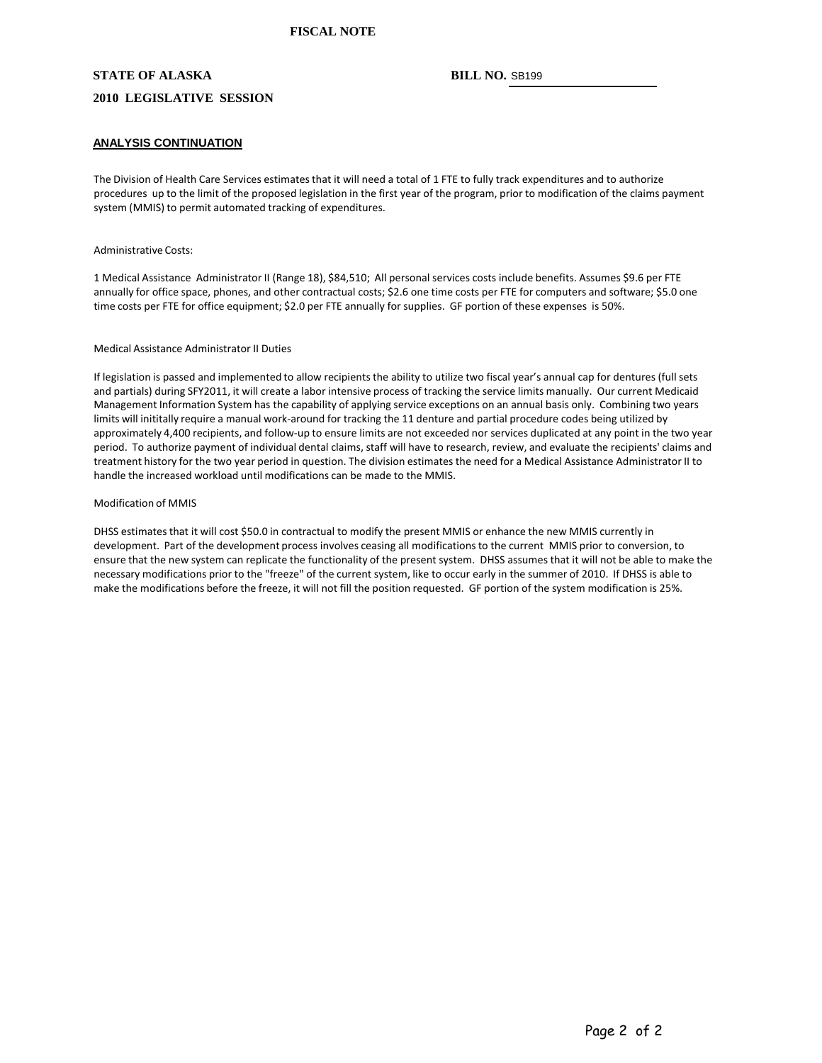**FISCAL NOTE**

**STATE OF ALASKA** **BILL NO.** SB199

**2010 LEGISLATIVE SESSION**

## ANALYSIS CONTINUATION

The Division of Health Care Services estimates that it will need a total of 1 FTE to fully track expenditures and to authorize procedures up to the limit of the proposed legislation in the first year of the program, prior to modification of the claims payment system (MMIS) to permit automated tracking of expenditures.

Administrative Costs:

1 Medical Assistance Administrator II (Range 18), $84,510; All personal services costs include benefits. Assumes $9.6 per FTE annually for office space, phones, and other contractual costs; $2.6 one time costs per FTE for computers and software; $5.0 one time costs per FTE for office equipment; $2.0 per FTE annually for supplies. GF portion of these expenses is 50%.

Medical Assistance Administrator II Duties

If legislation is passed and implemented to allow recipients the ability to utilize two fiscal year's annual cap for dentures (full sets and partials) during SFY2011, it will create a labor intensive process of tracking the service limits manually. Our current Medicaid Management Information System has the capability of applying service exceptions on an annual basis only. Combining two years limits will inititally require a manual work-around for tracking the 11 denture and partial procedure codes being utilized by approximately 4,400 recipients, and follow-up to ensure limits are not exceeded nor services duplicated at any point in the two year period. To authorize payment of individual dental claims, staff will have to research, review, and evaluate the recipients' claims and treatment history for the two year period in question. The division estimates the need for a Medical Assistance Administrator II to handle the increased workload until modifications can be made to the MMIS.

Modification of MMIS

DHSS estimates that it will cost $50.0 in contractual to modify the present MMIS or enhance the new MMIS currently in development. Part of the development process involves ceasing all modifications to the current MMIS prior to conversion, to ensure that the new system can replicate the functionality of the present system. DHSS assumes that it will not be able to make the necessary modifications prior to the "freeze" of the current system, like to occur early in the summer of 2010. If DHSS is able to make the modifications before the freeze, it will not fill the position requested. GF portion of the system modification is 25%.